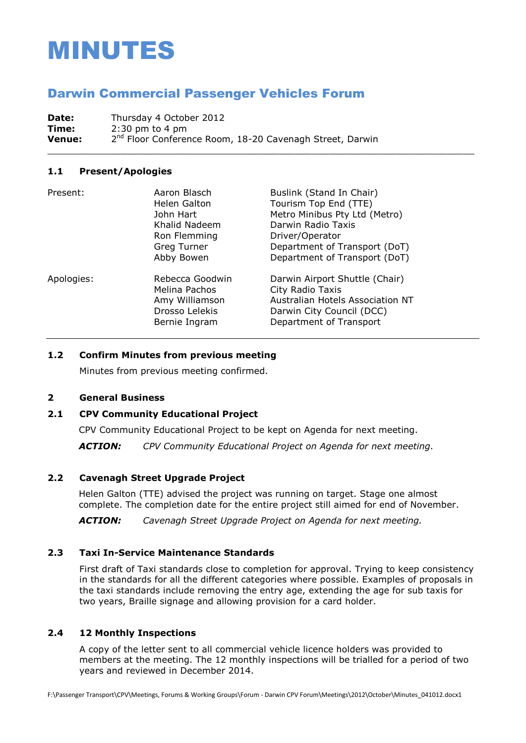# MINUTES

## Darwin Commercial Passenger Vehicles Forum

**Date:** Thursday 4 October 2012
**Time:** 2:30 pm to 4 pm
**Venue:** 2nd Floor Conference Room, 18-20 Cavenagh Street, Darwin

### 1.1 Present/Apologies

| | | |
|---|---|---|
| Present: | Aaron Blasch | Buslink (Stand In Chair) |
| | Helen Galton | Tourism Top End (TTE) |
| | John Hart | Metro Minibus Pty Ltd (Metro) |
| | Khalid Nadeem | Darwin Radio Taxis |
| | Ron Flemming | Driver/Operator |
| | Greg Turner | Department of Transport (DoT) |
| | Abby Bowen | Department of Transport (DoT) |
| Apologies: | Rebecca Goodwin | Darwin Airport Shuttle (Chair) |
| | Melina Pachos | City Radio Taxis |
| | Amy Williamson | Australian Hotels Association NT |
| | Drosso Lelekis | Darwin City Council (DCC) |
| | Bernie Ingram | Department of Transport |

### 1.2 Confirm Minutes from previous meeting

Minutes from previous meeting confirmed.

### 2 General Business

### 2.1 CPV Community Educational Project

CPV Community Educational Project to be kept on Agenda for next meeting.

***ACTION:*** *CPV Community Educational Project on Agenda for next meeting.*

### 2.2 Cavenagh Street Upgrade Project

Helen Galton (TTE) advised the project was running on target. Stage one almost complete. The completion date for the entire project still aimed for end of November.

***ACTION:*** *Cavenagh Street Upgrade Project on Agenda for next meeting.*

### 2.3 Taxi In-Service Maintenance Standards

First draft of Taxi standards close to completion for approval. Trying to keep consistency in the standards for all the different categories where possible. Examples of proposals in the taxi standards include removing the entry age, extending the age for sub taxis for two years, Braille signage and allowing provision for a card holder.

### 2.4 12 Monthly Inspections

A copy of the letter sent to all commercial vehicle licence holders was provided to members at the meeting. The 12 monthly inspections will be trialled for a period of two years and reviewed in December 2014.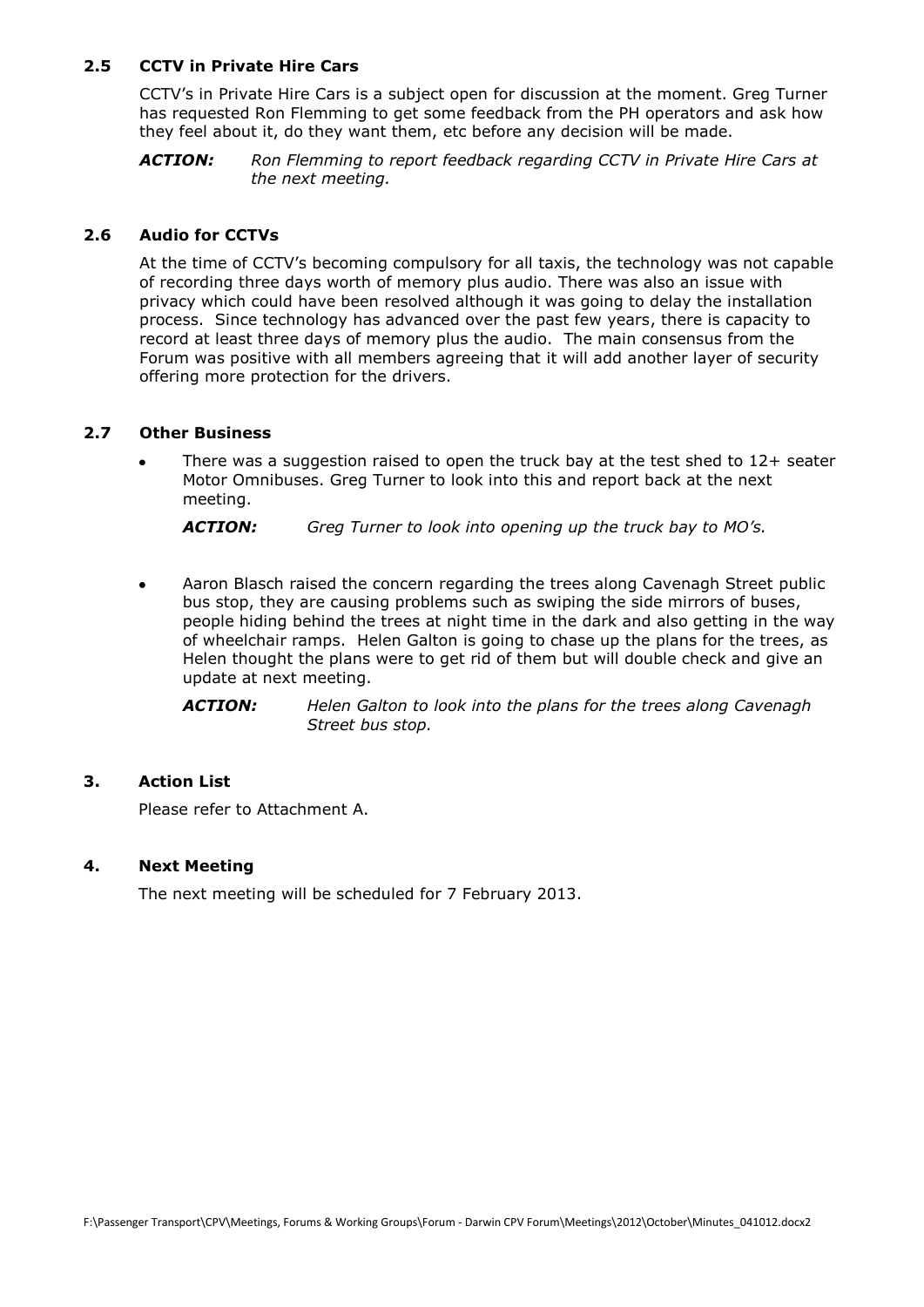### 2.5 CCTV in Private Hire Cars

CCTV's in Private Hire Cars is a subject open for discussion at the moment. Greg Turner has requested Ron Flemming to get some feedback from the PH operators and ask how they feel about it, do they want them, etc before any decision will be made.

***ACTION:*** *Ron Flemming to report feedback regarding CCTV in Private Hire Cars at the next meeting.*

### 2.6 Audio for CCTVs

At the time of CCTV's becoming compulsory for all taxis, the technology was not capable of recording three days worth of memory plus audio. There was also an issue with privacy which could have been resolved although it was going to delay the installation process. Since technology has advanced over the past few years, there is capacity to record at least three days of memory plus the audio. The main consensus from the Forum was positive with all members agreeing that it will add another layer of security offering more protection for the drivers.

### 2.7 Other Business

- There was a suggestion raised to open the truck bay at the test shed to 12+ seater Motor Omnibuses. Greg Turner to look into this and report back at the next meeting.

  ***ACTION:*** *Greg Turner to look into opening up the truck bay to MO's.*

- Aaron Blasch raised the concern regarding the trees along Cavenagh Street public bus stop, they are causing problems such as swiping the side mirrors of buses, people hiding behind the trees at night time in the dark and also getting in the way of wheelchair ramps. Helen Galton is going to chase up the plans for the trees, as Helen thought the plans were to get rid of them but will double check and give an update at next meeting.

  ***ACTION:*** *Helen Galton to look into the plans for the trees along Cavenagh Street bus stop.*

## 3. Action List

Please refer to Attachment A.

## 4. Next Meeting

The next meeting will be scheduled for 7 February 2013.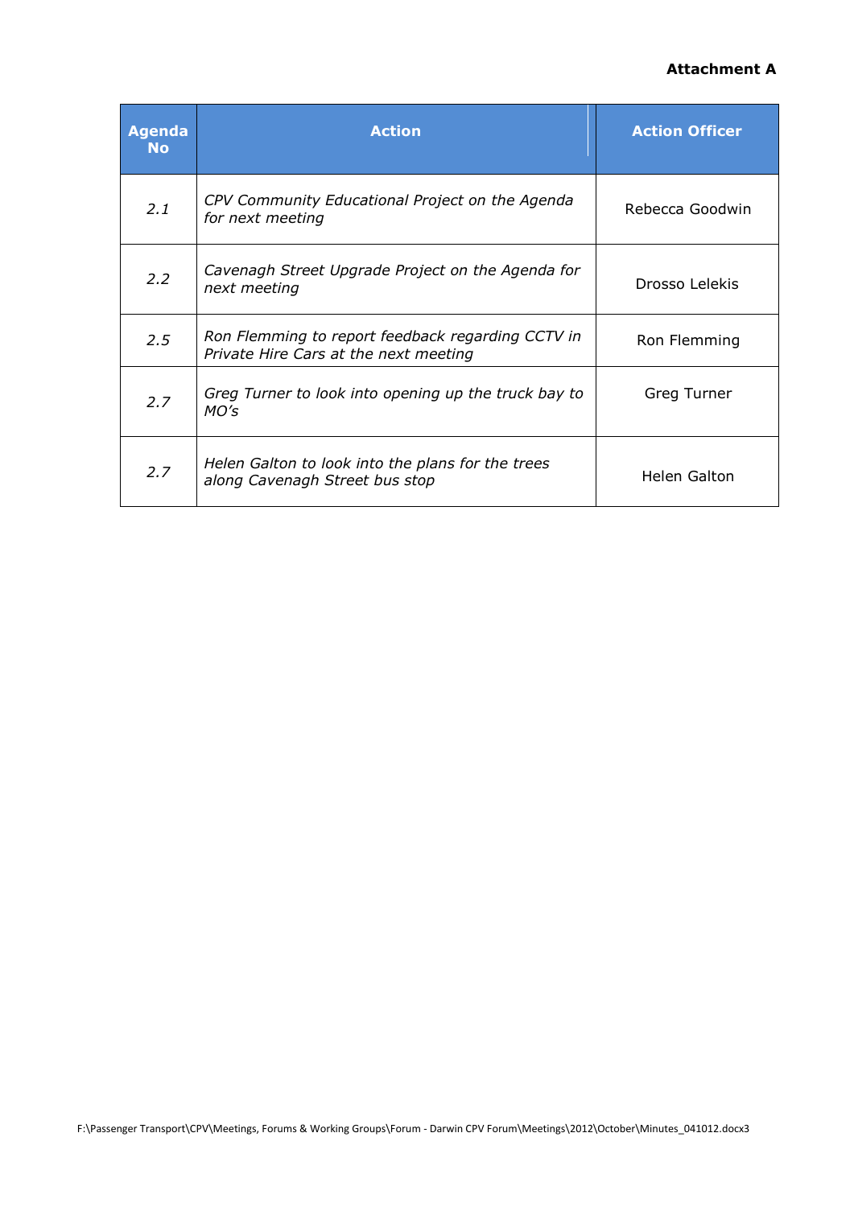**Attachment A**

| Agenda No | Action | Action Officer |
|---|---|---|
| *2.1* | *CPV Community Educational Project on the Agenda for next meeting* | Rebecca Goodwin |
| *2.2* | *Cavenagh Street Upgrade Project on the Agenda for next meeting* | Drosso Lelekis |
| *2.5* | *Ron Flemming to report feedback regarding CCTV in Private Hire Cars at the next meeting* | Ron Flemming |
| *2.7* | *Greg Turner to look into opening up the truck bay to MO's* | Greg Turner |
| *2.7* | *Helen Galton to look into the plans for the trees along Cavenagh Street bus stop* | Helen Galton |

F:\Passenger Transport\CPV\Meetings, Forums & Working Groups\Forum - Darwin CPV Forum\Meetings\2012\October\Minutes_041012.docx3